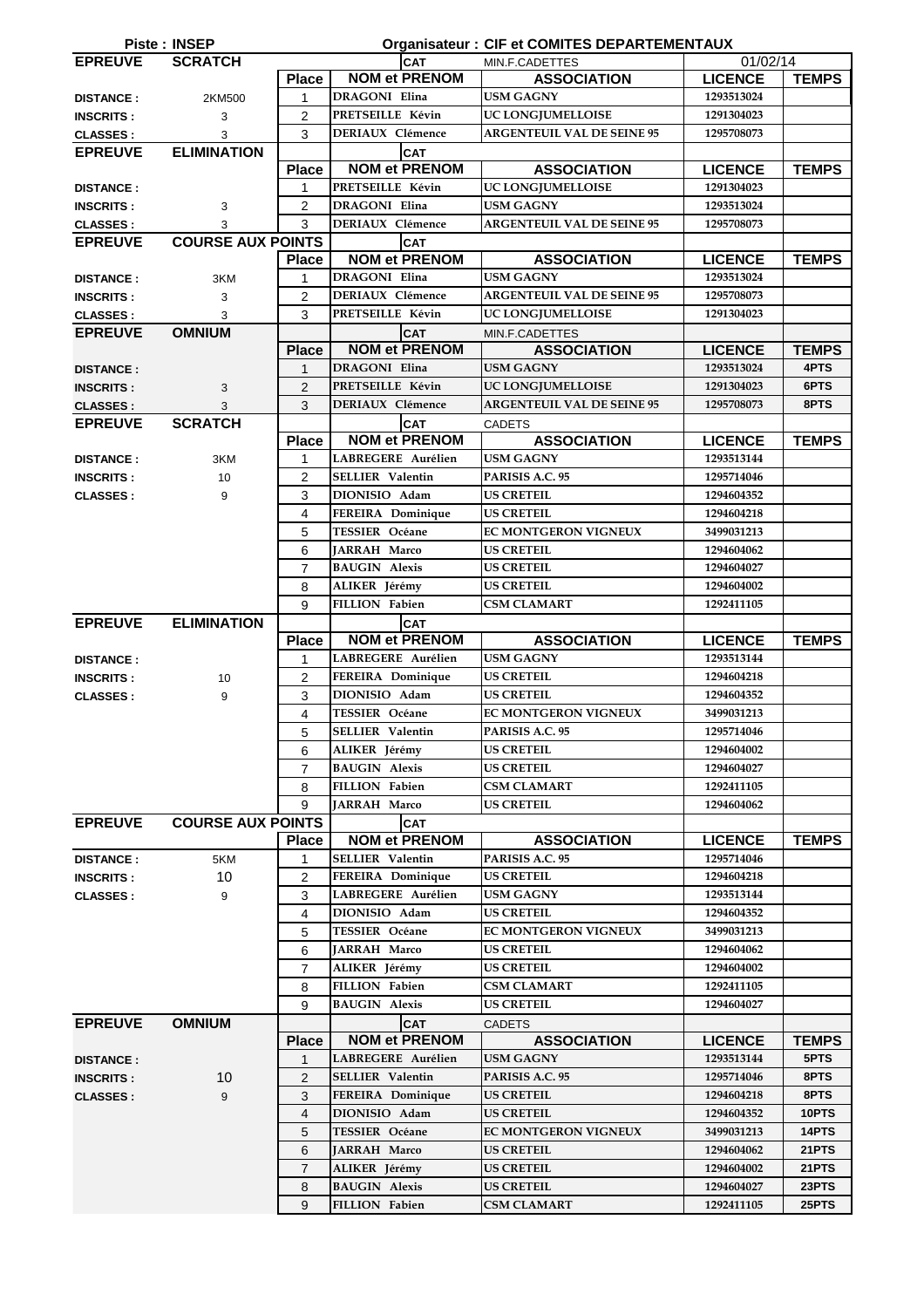**Piste : INSEP** **Organisateur : CIF et COMITES DEPARTEMENTAUX**

| EPREUVE | SCRATCH | | CAT | MIN.F.CADETTES | 01/02/14 | |
|---|---|---|---|---|---|---|
| | | **Place** | **NOM et PRENOM** | **ASSOCIATION** | **LICENCE** | **TEMPS** |
| **DISTANCE :** | 2KM500 | 1 | DRAGONI Elina | USM GAGNY | 1293513024 | |
| **INSCRITS :** | 3 | 2 | PRETSEILLE Kévin | UC LONGJUMELLOISE | 1291304023 | |
| **CLASSES :** | 3 | 3 | DERIAUX Clémence | ARGENTEUIL VAL DE SEINE 95 | 1295708073 | |

| EPREUVE | ELIMINATION | | CAT | | | |
|---|---|---|---|---|---|---|
| | | **Place** | **NOM et PRENOM** | **ASSOCIATION** | **LICENCE** | **TEMPS** |
| **DISTANCE :** | | 1 | PRETSEILLE Kévin | UC LONGJUMELLOISE | 1291304023 | |
| **INSCRITS :** | 3 | 2 | DRAGONI Elina | USM GAGNY | 1293513024 | |
| **CLASSES :** | 3 | 3 | DERIAUX Clémence | ARGENTEUIL VAL DE SEINE 95 | 1295708073 | |

| EPREUVE | COURSE AUX POINTS | | CAT | | | |
|---|---|---|---|---|---|---|
| | | **Place** | **NOM et PRENOM** | **ASSOCIATION** | **LICENCE** | **TEMPS** |
| **DISTANCE :** | 3KM | 1 | DRAGONI Elina | USM GAGNY | 1293513024 | |
| **INSCRITS :** | 3 | 2 | DERIAUX Clémence | ARGENTEUIL VAL DE SEINE 95 | 1295708073 | |
| **CLASSES :** | 3 | 3 | PRETSEILLE Kévin | UC LONGJUMELLOISE | 1291304023 | |

| EPREUVE | OMNIUM | | CAT | MIN.F.CADETTES | | |
|---|---|---|---|---|---|---|
| | | **Place** | **NOM et PRENOM** | **ASSOCIATION** | **LICENCE** | **TEMPS** |
| **DISTANCE :** | | 1 | DRAGONI Elina | USM GAGNY | 1293513024 | 4PTS |
| **INSCRITS :** | 3 | 2 | PRETSEILLE Kévin | UC LONGJUMELLOISE | 1291304023 | 6PTS |
| **CLASSES :** | 3 | 3 | DERIAUX Clémence | ARGENTEUIL VAL DE SEINE 95 | 1295708073 | 8PTS |

| EPREUVE | SCRATCH | | CAT | CADETS | | |
|---|---|---|---|---|---|---|
| | | **Place** | **NOM et PRENOM** | **ASSOCIATION** | **LICENCE** | **TEMPS** |
| **DISTANCE :** | 3KM | 1 | LABREGERE Aurélien | USM GAGNY | 1293513144 | |
| **INSCRITS :** | 10 | 2 | SELLIER Valentin | PARISIS A.C. 95 | 1295714046 | |
| **CLASSES :** | 9 | 3 | DIONISIO Adam | US CRETEIL | 1294604352 | |
| | | 4 | FEREIRA Dominique | US CRETEIL | 1294604218 | |
| | | 5 | TESSIER Océane | EC MONTGERON VIGNEUX | 3499031213 | |
| | | 6 | JARRAH Marco | US CRETEIL | 1294604062 | |
| | | 7 | BAUGIN Alexis | US CRETEIL | 1294604027 | |
| | | 8 | ALIKER Jérémy | US CRETEIL | 1294604002 | |
| | | 9 | FILLION Fabien | CSM CLAMART | 1292411105 | |

| EPREUVE | ELIMINATION | | CAT | | | |
|---|---|---|---|---|---|---|
| | | **Place** | **NOM et PRENOM** | **ASSOCIATION** | **LICENCE** | **TEMPS** |
| **DISTANCE :** | | 1 | LABREGERE Aurélien | USM GAGNY | 1293513144 | |
| **INSCRITS :** | 10 | 2 | FEREIRA Dominique | US CRETEIL | 1294604218 | |
| **CLASSES :** | 9 | 3 | DIONISIO Adam | US CRETEIL | 1294604352 | |
| | | 4 | TESSIER Océane | EC MONTGERON VIGNEUX | 3499031213 | |
| | | 5 | SELLIER Valentin | PARISIS A.C. 95 | 1295714046 | |
| | | 6 | ALIKER Jérémy | US CRETEIL | 1294604002 | |
| | | 7 | BAUGIN Alexis | US CRETEIL | 1294604027 | |
| | | 8 | FILLION Fabien | CSM CLAMART | 1292411105 | |
| | | 9 | JARRAH Marco | US CRETEIL | 1294604062 | |

| EPREUVE | COURSE AUX POINTS | | CAT | | | |
|---|---|---|---|---|---|---|
| | | **Place** | **NOM et PRENOM** | **ASSOCIATION** | **LICENCE** | **TEMPS** |
| **DISTANCE :** | 5KM | 1 | SELLIER Valentin | PARISIS A.C. 95 | 1295714046 | |
| **INSCRITS :** | 10 | 2 | FEREIRA Dominique | US CRETEIL | 1294604218 | |
| **CLASSES :** | 9 | 3 | LABREGERE Aurélien | USM GAGNY | 1293513144 | |
| | | 4 | DIONISIO Adam | US CRETEIL | 1294604352 | |
| | | 5 | TESSIER Océane | EC MONTGERON VIGNEUX | 3499031213 | |
| | | 6 | JARRAH Marco | US CRETEIL | 1294604062 | |
| | | 7 | ALIKER Jérémy | US CRETEIL | 1294604002 | |
| | | 8 | FILLION Fabien | CSM CLAMART | 1292411105 | |
| | | 9 | BAUGIN Alexis | US CRETEIL | 1294604027 | |

| EPREUVE | OMNIUM | | CAT | CADETS | | |
|---|---|---|---|---|---|---|
| | | **Place** | **NOM et PRENOM** | **ASSOCIATION** | **LICENCE** | **TEMPS** |
| **DISTANCE :** | | 1 | LABREGERE Aurélien | USM GAGNY | 1293513144 | 5PTS |
| **INSCRITS :** | 10 | 2 | SELLIER Valentin | PARISIS A.C. 95 | 1295714046 | 8PTS |
| **CLASSES :** | 9 | 3 | FEREIRA Dominique | US CRETEIL | 1294604218 | 8PTS |
| | | 4 | DIONISIO Adam | US CRETEIL | 1294604352 | 10PTS |
| | | 5 | TESSIER Océane | EC MONTGERON VIGNEUX | 3499031213 | 14PTS |
| | | 6 | JARRAH Marco | US CRETEIL | 1294604062 | 21PTS |
| | | 7 | ALIKER Jérémy | US CRETEIL | 1294604002 | 21PTS |
| | | 8 | BAUGIN Alexis | US CRETEIL | 1294604027 | 23PTS |
| | | 9 | FILLION Fabien | CSM CLAMART | 1292411105 | 25PTS |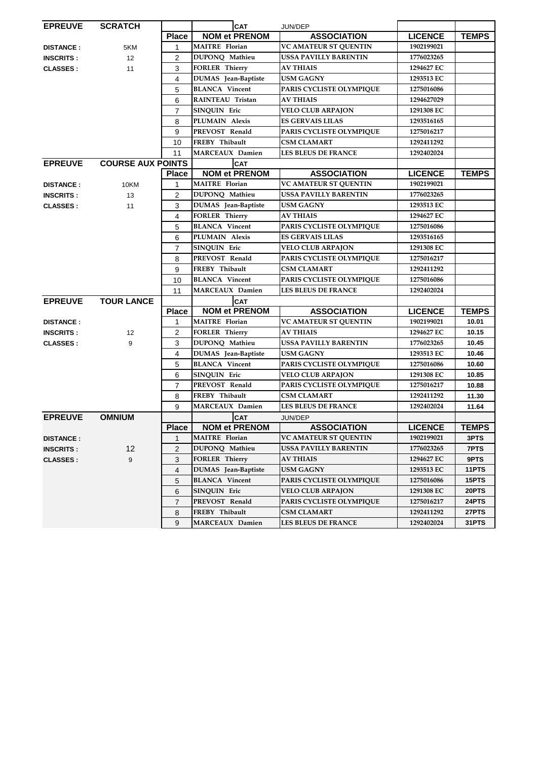| EPREUVE | SCRATCH | | | CAT | JUN/DEP | | |
|---|---|---|---|---|---|---|---|
| | | **Place** | **NOM et PRENOM** | | **ASSOCIATION** | **LICENCE** | **TEMPS** |
| **DISTANCE :** | 5KM | 1 | MAITRE Florian | | VC AMATEUR ST QUENTIN | 1902199021 | |
| **INSCRITS :** | 12 | 2 | DUPONQ Mathieu | | USSA PAVILLY BARENTIN | 1776023265 | |
| **CLASSES :** | 11 | 3 | FORLER Thierry | | AV THIAIS | 1294627 EC | |
| | | 4 | DUMAS Jean-Baptiste | | USM GAGNY | 1293513 EC | |
| | | 5 | BLANCA Vincent | | PARIS CYCLISTE OLYMPIQUE | 1275016086 | |
| | | 6 | RAINTEAU Tristan | | AV THIAIS | 1294627029 | |
| | | 7 | SINQUIN Eric | | VELO CLUB ARPAJON | 1291308 EC | |
| | | 8 | PLUMAIN Alexis | | ES GERVAIS LILAS | 1293516165 | |
| | | 9 | PREVOST Renald | | PARIS CYCLISTE OLYMPIQUE | 1275016217 | |
| | | 10 | FREBY Thibault | | CSM CLAMART | 1292411292 | |
| | | 11 | MARCEAUX Damien | | LES BLEUS DE FRANCE | 1292402024 | |

| EPREUVE | COURSE AUX POINTS | | | CAT | | | |
|---|---|---|---|---|---|---|---|
| | | **Place** | **NOM et PRENOM** | | **ASSOCIATION** | **LICENCE** | **TEMPS** |
| **DISTANCE :** | 10KM | 1 | MAITRE Florian | | VC AMATEUR ST QUENTIN | 1902199021 | |
| **INSCRITS :** | 13 | 2 | DUPONQ Mathieu | | USSA PAVILLY BARENTIN | 1776023265 | |
| **CLASSES :** | 11 | 3 | DUMAS Jean-Baptiste | | USM GAGNY | 1293513 EC | |
| | | 4 | FORLER Thierry | | AV THIAIS | 1294627 EC | |
| | | 5 | BLANCA Vincent | | PARIS CYCLISTE OLYMPIQUE | 1275016086 | |
| | | 6 | PLUMAIN Alexis | | ES GERVAIS LILAS | 1293516165 | |
| | | 7 | SINQUIN Eric | | VELO CLUB ARPAJON | 1291308 EC | |
| | | 8 | PREVOST Renald | | PARIS CYCLISTE OLYMPIQUE | 1275016217 | |
| | | 9 | FREBY Thibault | | CSM CLAMART | 1292411292 | |
| | | 10 | BLANCA Vincent | | PARIS CYCLISTE OLYMPIQUE | 1275016086 | |
| | | 11 | MARCEAUX Damien | | LES BLEUS DE FRANCE | 1292402024 | |

| EPREUVE | TOUR LANCE | | | CAT | | | |
|---|---|---|---|---|---|---|---|
| | | **Place** | **NOM et PRENOM** | | **ASSOCIATION** | **LICENCE** | **TEMPS** |
| **DISTANCE :** | | 1 | MAITRE Florian | | VC AMATEUR ST QUENTIN | 1902199021 | 10.01 |
| **INSCRITS :** | 12 | 2 | FORLER Thierry | | AV THIAIS | 1294627 EC | 10.15 |
| **CLASSES :** | 9 | 3 | DUPONQ Mathieu | | USSA PAVILLY BARENTIN | 1776023265 | 10.45 |
| | | 4 | DUMAS Jean-Baptiste | | USM GAGNY | 1293513 EC | 10.46 |
| | | 5 | BLANCA Vincent | | PARIS CYCLISTE OLYMPIQUE | 1275016086 | 10.60 |
| | | 6 | SINQUIN Eric | | VELO CLUB ARPAJON | 1291308 EC | 10.85 |
| | | 7 | PREVOST Renald | | PARIS CYCLISTE OLYMPIQUE | 1275016217 | 10.88 |
| | | 8 | FREBY Thibault | | CSM CLAMART | 1292411292 | 11.30 |
| | | 9 | MARCEAUX Damien | | LES BLEUS DE FRANCE | 1292402024 | 11.64 |

| EPREUVE | OMNIUM | | | CAT | JUN/DEP | | |
|---|---|---|---|---|---|---|---|
| | | **Place** | **NOM et PRENOM** | | **ASSOCIATION** | **LICENCE** | **TEMPS** |
| **DISTANCE :** | | 1 | MAITRE Florian | | VC AMATEUR ST QUENTIN | 1902199021 | 3PTS |
| **INSCRITS :** | 12 | 2 | DUPONQ Mathieu | | USSA PAVILLY BARENTIN | 1776023265 | 7PTS |
| **CLASSES :** | 9 | 3 | FORLER Thierry | | AV THIAIS | 1294627 EC | 9PTS |
| | | 4 | DUMAS Jean-Baptiste | | USM GAGNY | 1293513 EC | 11PTS |
| | | 5 | BLANCA Vincent | | PARIS CYCLISTE OLYMPIQUE | 1275016086 | 15PTS |
| | | 6 | SINQUIN Eric | | VELO CLUB ARPAJON | 1291308 EC | 20PTS |
| | | 7 | PREVOST Renald | | PARIS CYCLISTE OLYMPIQUE | 1275016217 | 24PTS |
| | | 8 | FREBY Thibault | | CSM CLAMART | 1292411292 | 27PTS |
| | | 9 | MARCEAUX Damien | | LES BLEUS DE FRANCE | 1292402024 | 31PTS |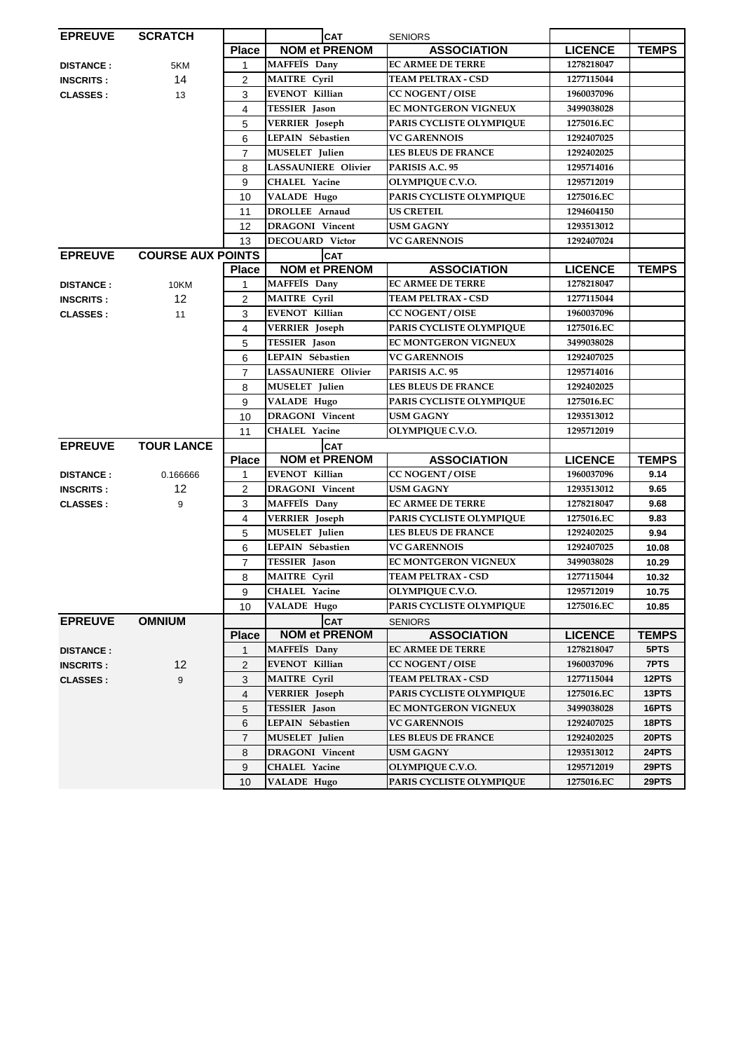| EPREUVE | SCRATCH | | CAT | SENIORS | | |
|---|---|---|---|---|---|---|
| | | **Place** | **NOM et PRENOM** | **ASSOCIATION** | **LICENCE** | **TEMPS** |
| **DISTANCE :** | 5KM | 1 | MAFFEÏS Dany | EC ARMEE DE TERRE | 1278218047 | |
| **INSCRITS :** | 14 | 2 | MAITRE Cyril | TEAM PELTRAX - CSD | 1277115044 | |
| **CLASSES :** | 13 | 3 | EVENOT Killian | CC NOGENT / OISE | 1960037096 | |
| | | 4 | TESSIER Jason | EC MONTGERON VIGNEUX | 3499038028 | |
| | | 5 | VERRIER Joseph | PARIS CYCLISTE OLYMPIQUE | 1275016.EC | |
| | | 6 | LEPAIN Sébastien | VC GARENNOIS | 1292407025 | |
| | | 7 | MUSELET Julien | LES BLEUS DE FRANCE | 1292402025 | |
| | | 8 | LASSAUNIERE Olivier | PARISIS A.C. 95 | 1295714016 | |
| | | 9 | CHALEL Yacine | OLYMPIQUE C.V.O. | 1295712019 | |
| | | 10 | VALADE Hugo | PARIS CYCLISTE OLYMPIQUE | 1275016.EC | |
| | | 11 | DROLLEE Arnaud | US CRETEIL | 1294604150 | |
| | | 12 | DRAGONI Vincent | USM GAGNY | 1293513012 | |
| | | 13 | DECOUARD Victor | VC GARENNOIS | 1292407024 | |

| EPREUVE | COURSE AUX POINTS | | CAT | | | |
|---|---|---|---|---|---|---|
| | | **Place** | **NOM et PRENOM** | **ASSOCIATION** | **LICENCE** | **TEMPS** |
| **DISTANCE :** | 10KM | 1 | MAFFEÏS Dany | EC ARMEE DE TERRE | 1278218047 | |
| **INSCRITS :** | 12 | 2 | MAITRE Cyril | TEAM PELTRAX - CSD | 1277115044 | |
| **CLASSES :** | 11 | 3 | EVENOT Killian | CC NOGENT / OISE | 1960037096 | |
| | | 4 | VERRIER Joseph | PARIS CYCLISTE OLYMPIQUE | 1275016.EC | |
| | | 5 | TESSIER Jason | EC MONTGERON VIGNEUX | 3499038028 | |
| | | 6 | LEPAIN Sébastien | VC GARENNOIS | 1292407025 | |
| | | 7 | LASSAUNIERE Olivier | PARISIS A.C. 95 | 1295714016 | |
| | | 8 | MUSELET Julien | LES BLEUS DE FRANCE | 1292402025 | |
| | | 9 | VALADE Hugo | PARIS CYCLISTE OLYMPIQUE | 1275016.EC | |
| | | 10 | DRAGONI Vincent | USM GAGNY | 1293513012 | |
| | | 11 | CHALEL Yacine | OLYMPIQUE C.V.O. | 1295712019 | |

| EPREUVE | TOUR LANCE | | CAT | | | |
|---|---|---|---|---|---|---|
| | | **Place** | **NOM et PRENOM** | **ASSOCIATION** | **LICENCE** | **TEMPS** |
| **DISTANCE :** | 0.166666 | 1 | EVENOT Killian | CC NOGENT / OISE | 1960037096 | 9.14 |
| **INSCRITS :** | 12 | 2 | DRAGONI Vincent | USM GAGNY | 1293513012 | 9.65 |
| **CLASSES :** | 9 | 3 | MAFFEÏS Dany | EC ARMEE DE TERRE | 1278218047 | 9.68 |
| | | 4 | VERRIER Joseph | PARIS CYCLISTE OLYMPIQUE | 1275016.EC | 9.83 |
| | | 5 | MUSELET Julien | LES BLEUS DE FRANCE | 1292402025 | 9.94 |
| | | 6 | LEPAIN Sébastien | VC GARENNOIS | 1292407025 | 10.08 |
| | | 7 | TESSIER Jason | EC MONTGERON VIGNEUX | 3499038028 | 10.29 |
| | | 8 | MAITRE Cyril | TEAM PELTRAX - CSD | 1277115044 | 10.32 |
| | | 9 | CHALEL Yacine | OLYMPIQUE C.V.O. | 1295712019 | 10.75 |
| | | 10 | VALADE Hugo | PARIS CYCLISTE OLYMPIQUE | 1275016.EC | 10.85 |

| EPREUVE | OMNIUM | | CAT | SENIORS | | |
|---|---|---|---|---|---|---|
| | | **Place** | **NOM et PRENOM** | **ASSOCIATION** | **LICENCE** | **TEMPS** |
| **DISTANCE :** | | 1 | MAFFEÏS Dany | EC ARMEE DE TERRE | 1278218047 | 5PTS |
| **INSCRITS :** | 12 | 2 | EVENOT Killian | CC NOGENT / OISE | 1960037096 | 7PTS |
| **CLASSES :** | 9 | 3 | MAITRE Cyril | TEAM PELTRAX - CSD | 1277115044 | 12PTS |
| | | 4 | VERRIER Joseph | PARIS CYCLISTE OLYMPIQUE | 1275016.EC | 13PTS |
| | | 5 | TESSIER Jason | EC MONTGERON VIGNEUX | 3499038028 | 16PTS |
| | | 6 | LEPAIN Sébastien | VC GARENNOIS | 1292407025 | 18PTS |
| | | 7 | MUSELET Julien | LES BLEUS DE FRANCE | 1292402025 | 20PTS |
| | | 8 | DRAGONI Vincent | USM GAGNY | 1293513012 | 24PTS |
| | | 9 | CHALEL Yacine | OLYMPIQUE C.V.O. | 1295712019 | 29PTS |
| | | 10 | VALADE Hugo | PARIS CYCLISTE OLYMPIQUE | 1275016.EC | 29PTS |